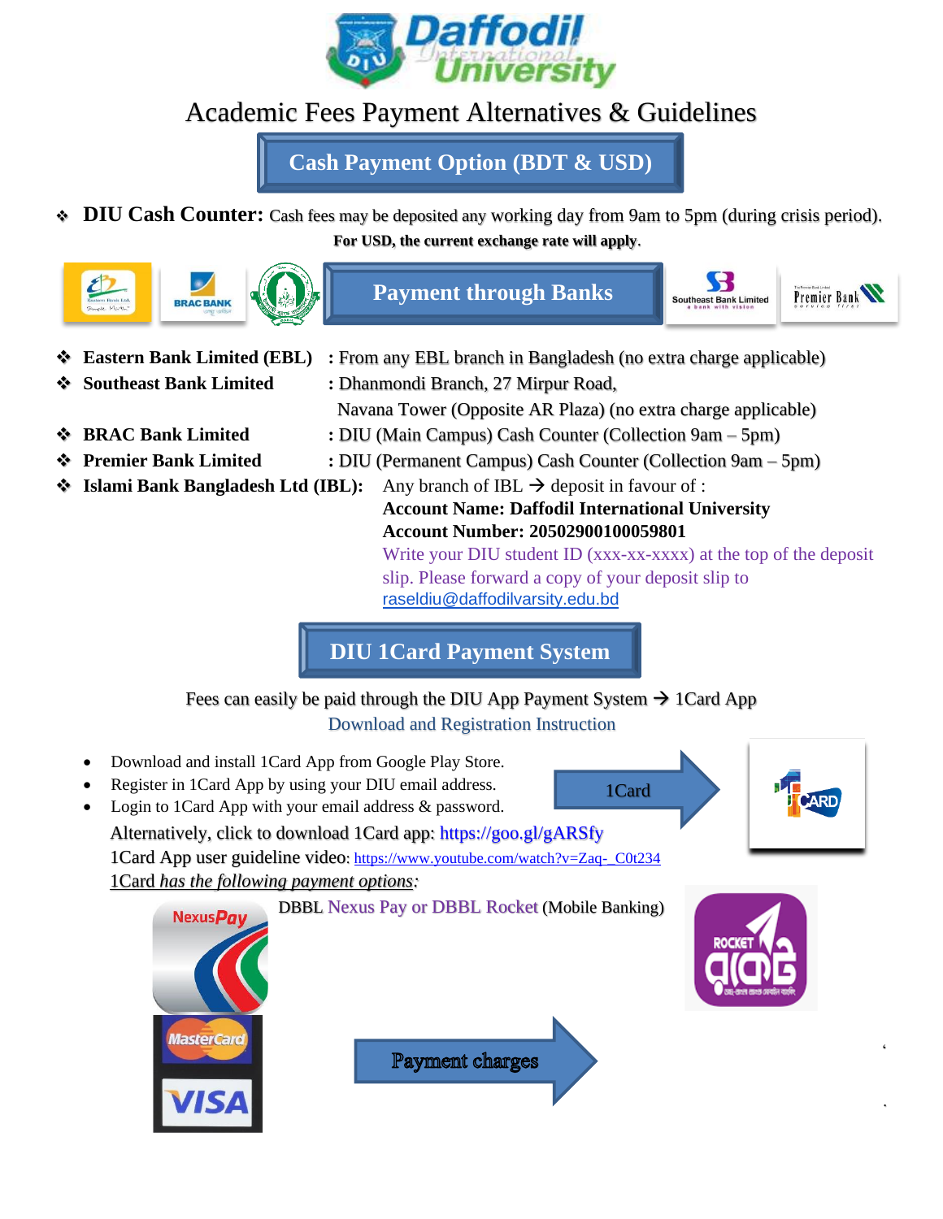# Daffodil International University

## Academic Fees Payment Alternatives & Guidelines

### Cash Payment Option (BDT & USD)

- **DIU Cash Counter:** Cash fees may be deposited any working day from 9am to 5pm (during crisis period).

**For USD, the current exchange rate will apply.**

### Payment through Banks

- **Eastern Bank Limited (EBL)** : From any EBL branch in Bangladesh (no extra charge applicable)
- **Southeast Bank Limited** : Dhanmondi Branch, 27 Mirpur Road, Navana Tower (Opposite AR Plaza) (no extra charge applicable)
- **BRAC Bank Limited** : DIU (Main Campus) Cash Counter (Collection 9am – 5pm)
- **Premier Bank Limited** : DIU (Permanent Campus) Cash Counter (Collection 9am – 5pm)
- **Islami Bank Bangladesh Ltd (IBL):** Any branch of IBL → deposit in favour of :
  **Account Name: Daffodil International University**
  **Account Number: 20502900100059801**
  Write your DIU student ID (xxx-xx-xxxx) at the top of the deposit slip. Please forward a copy of your deposit slip to raseldiu@daffodilvarsity.edu.bd

### DIU 1Card Payment System

Fees can easily be paid through the DIU App Payment System → 1Card App

Download and Registration Instruction

- Download and install 1Card App from Google Play Store.
- Register in 1Card App by using your DIU email address.
- Login to 1Card App with your email address & password.

1Card

Alternatively, click to download 1Card app: https://goo.gl/gARSfy

1Card App user guideline video: https://www.youtube.com/watch?v=Zaq-_C0t234

1Card *has the following payment options*:

DBBL Nexus Pay or DBBL Rocket (Mobile Banking)

Payment charges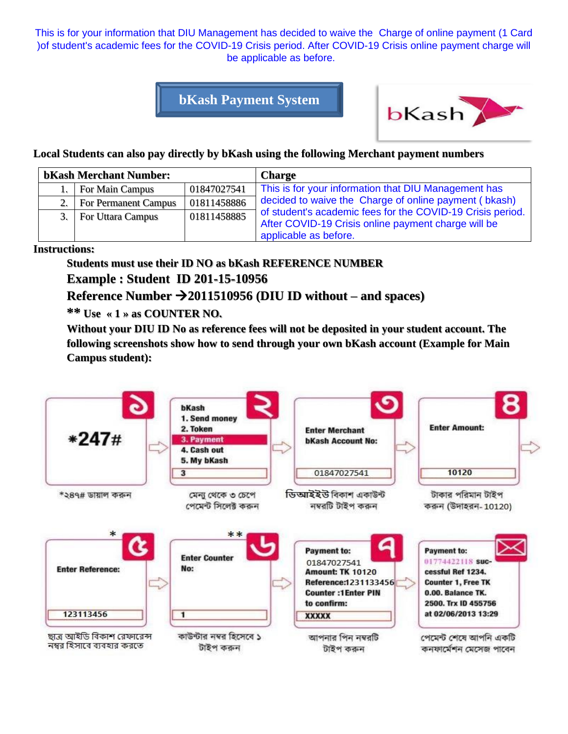This is for your information that DIU Management has decided to waive the Charge of online payment (1 Card )of student's academic fees for the COVID-19 Crisis period. After COVID-19 Crisis online payment charge will be applicable as before.

## bKash Payment System

bKash

**Local Students can also pay directly by bKash using the following Merchant payment numbers**

| bKash Merchant Number: | | | Charge |
|---|---|---|---|
| 1. | For Main Campus | 01847027541 | This is for your information that DIU Management has decided to waive the Charge of online payment ( bkash) of student's academic fees for the COVID-19 Crisis period. After COVID-19 Crisis online payment charge will be applicable as before. |
| 2. | For Permanent Campus | 01811458886 | |
| 3. | For Uttara Campus | 01811458885 | |

**Instructions:**

**Students must use their ID NO as bKash REFERENCE NUMBER**

**Example : Student ID 201-15-10956**

**Reference Number →2011510956 (DIU ID without – and spaces)**

**\*\* Use « 1 » as COUNTER NO.**

**Without your DIU ID No as reference fees will not be deposited in your student account. The following screenshots show how to send through your own bKash account (Example for Main Campus student):**

১
*247#
*২৪৭# ডায়াল করুন

২
bKash
1. Send money
2. Token
3. Payment
4. Cash out
5. My bKash
3
মেন্যু থেকে ৩ চেপে পেমেন্ট সিলেক্ট করুন

৩
Enter Merchant bKash Account No:
01847027541
ডিআইইউ বিকাশ একাউন্ট নম্বরটি টাইপ করুন

৪
Enter Amount:
10120
টাকার পরিমান টাইপ করুন (উদাহরন- 10120)

\*
৫
Enter Reference:
123113456
ছাত্র আইডি বিকাশ রেফারেন্স নম্বর হিসাবে ব্যবহার করতে

\*\*
৬
Enter Counter No:
1
কাউন্টার নম্বর হিসেবে ১ টাইপ করুন

৭
Payment to: 01847027541
Amount: TK 10120
Reference:1231133456
Counter :1Enter PIN to confirm:
XXXXX
আপনার পিন নম্বরটি টাইপ করুন

Payment to: 01774422118 successful Ref 1234. Counter 1, Free TK 0.00. Balance TK. 2500. Trx ID 455756 at 02/06/2013 13:29
পেমেন্ট শেষে আপনি একটি কনফার্মেশন মেসেজ পাবেন